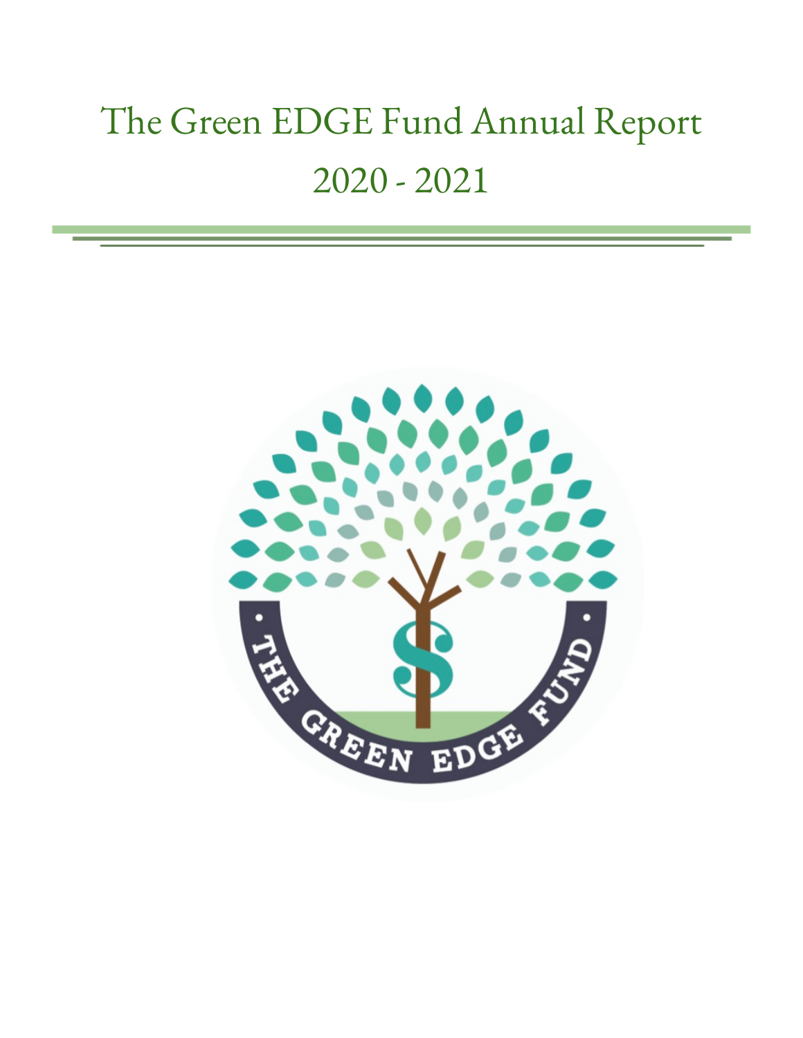# The Green EDGE Fund Annual Report

# 2020 - 2021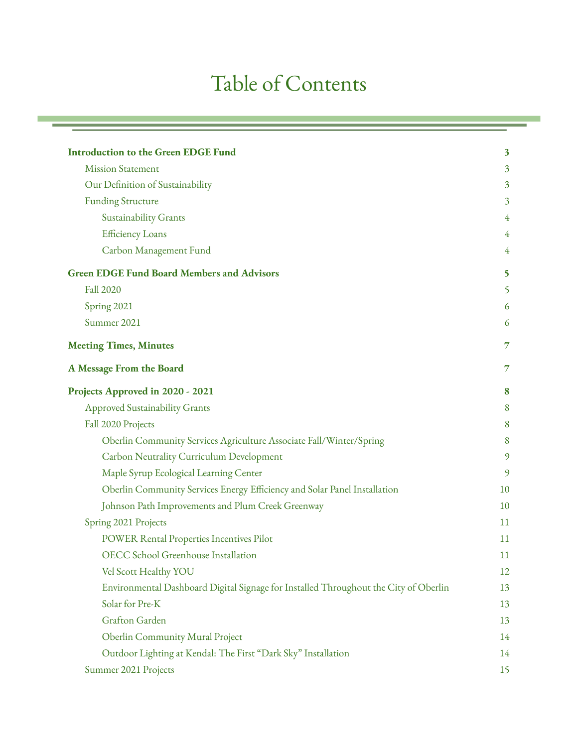# Table of Contents

**Introduction to the Green EDGE Fund** 3
- Mission Statement 3
- Our Definition of Sustainability 3
- Funding Structure 3
  - Sustainability Grants 4
  - Efficiency Loans 4
  - Carbon Management Fund 4

**Green EDGE Fund Board Members and Advisors** 5
- Fall 2020 5
- Spring 2021 6
- Summer 2021 6

**Meeting Times, Minutes** 7

**A Message From the Board** 7

**Projects Approved in 2020 - 2021** 8
- Approved Sustainability Grants 8
- Fall 2020 Projects 8
  - Oberlin Community Services Agriculture Associate Fall/Winter/Spring 8
  - Carbon Neutrality Curriculum Development 9
  - Maple Syrup Ecological Learning Center 9
  - Oberlin Community Services Energy Efficiency and Solar Panel Installation 10
  - Johnson Path Improvements and Plum Creek Greenway 10
- Spring 2021 Projects 11
  - POWER Rental Properties Incentives Pilot 11
  - OECC School Greenhouse Installation 11
  - Vel Scott Healthy YOU 12
  - Environmental Dashboard Digital Signage for Installed Throughout the City of Oberlin 13
  - Solar for Pre-K 13
  - Grafton Garden 13
  - Oberlin Community Mural Project 14
  - Outdoor Lighting at Kendal: The First "Dark Sky" Installation 14
- Summer 2021 Projects 15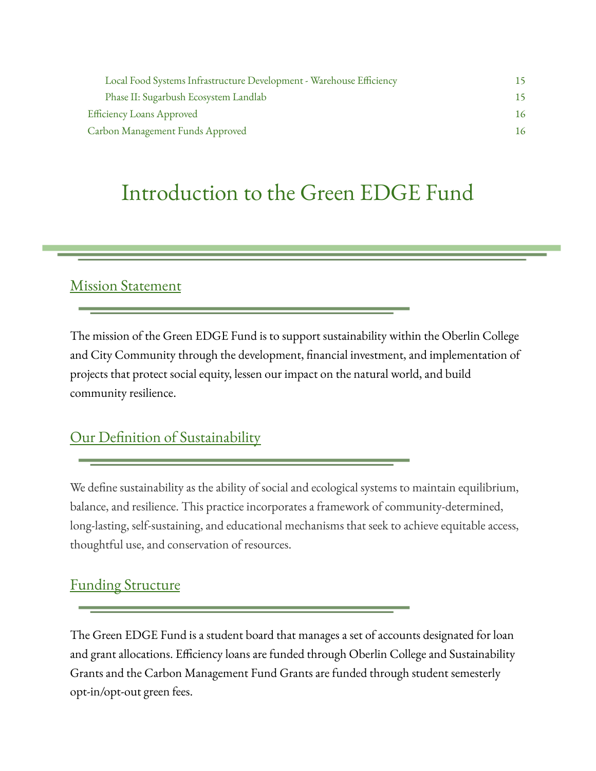- Local Food Systems Infrastructure Development - Warehouse Efficiency 15
- Phase II: Sugarbush Ecosystem Landlab 15

Efficiency Loans Approved 16

Carbon Management Funds Approved 16

# Introduction to the Green EDGE Fund

## Mission Statement

The mission of the Green EDGE Fund is to support sustainability within the Oberlin College and City Community through the development, financial investment, and implementation of projects that protect social equity, lessen our impact on the natural world, and build community resilience.

## Our Definition of Sustainability

We define sustainability as the ability of social and ecological systems to maintain equilibrium, balance, and resilience. This practice incorporates a framework of community-determined, long-lasting, self-sustaining, and educational mechanisms that seek to achieve equitable access, thoughtful use, and conservation of resources.

## Funding Structure

The Green EDGE Fund is a student board that manages a set of accounts designated for loan and grant allocations. Efficiency loans are funded through Oberlin College and Sustainability Grants and the Carbon Management Fund Grants are funded through student semesterly opt-in/opt-out green fees.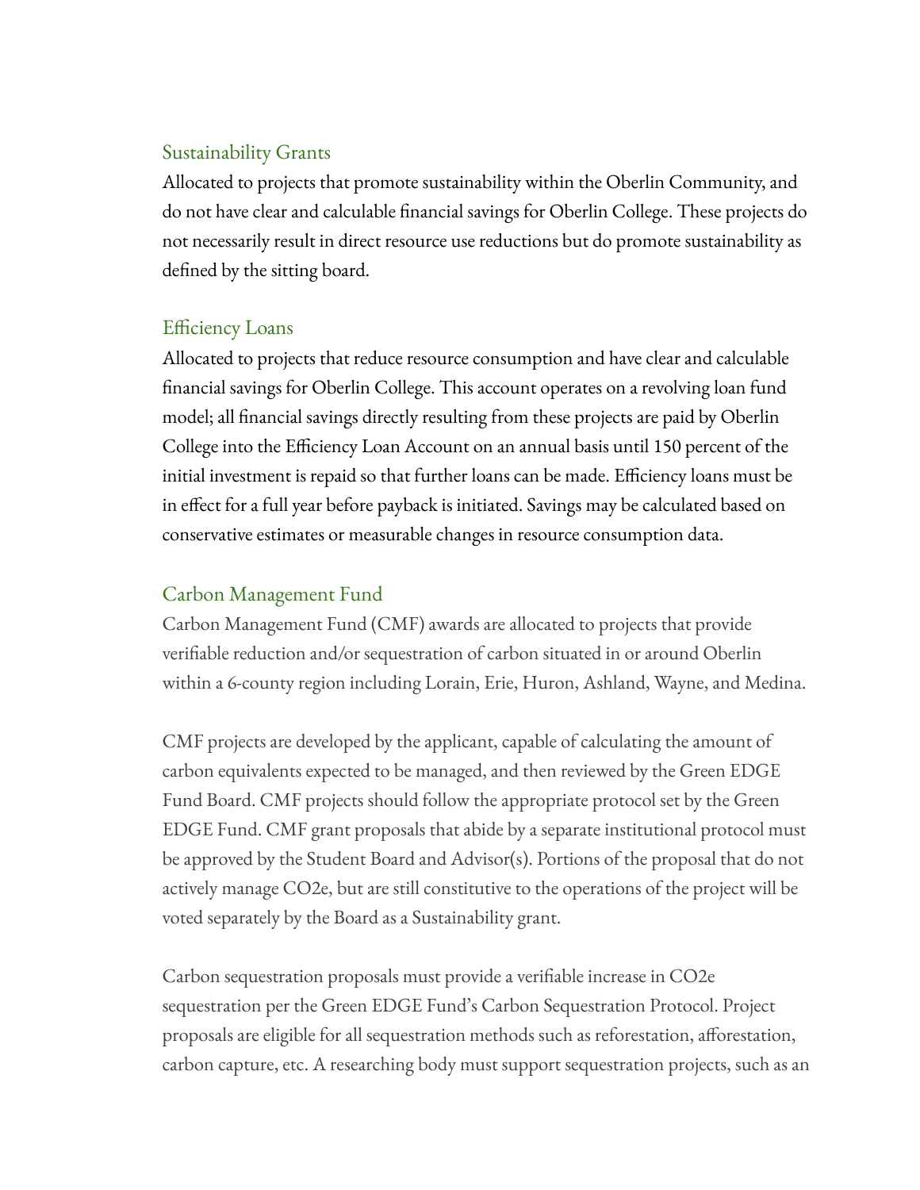### Sustainability Grants

Allocated to projects that promote sustainability within the Oberlin Community, and do not have clear and calculable financial savings for Oberlin College. These projects do not necessarily result in direct resource use reductions but do promote sustainability as defined by the sitting board.

### Efficiency Loans

Allocated to projects that reduce resource consumption and have clear and calculable financial savings for Oberlin College. This account operates on a revolving loan fund model; all financial savings directly resulting from these projects are paid by Oberlin College into the Efficiency Loan Account on an annual basis until 150 percent of the initial investment is repaid so that further loans can be made. Efficiency loans must be in effect for a full year before payback is initiated. Savings may be calculated based on conservative estimates or measurable changes in resource consumption data.

### Carbon Management Fund

Carbon Management Fund (CMF) awards are allocated to projects that provide verifiable reduction and/or sequestration of carbon situated in or around Oberlin within a 6-county region including Lorain, Erie, Huron, Ashland, Wayne, and Medina.

CMF projects are developed by the applicant, capable of calculating the amount of carbon equivalents expected to be managed, and then reviewed by the Green EDGE Fund Board. CMF projects should follow the appropriate protocol set by the Green EDGE Fund. CMF grant proposals that abide by a separate institutional protocol must be approved by the Student Board and Advisor(s). Portions of the proposal that do not actively manage $CO_2e$, but are still constitutive to the operations of the project will be voted separately by the Board as a Sustainability grant.

Carbon sequestration proposals must provide a verifiable increase in $CO_2e$ sequestration per the Green EDGE Fund's Carbon Sequestration Protocol. Project proposals are eligible for all sequestration methods such as reforestation, afforestation, carbon capture, etc. A researching body must support sequestration projects, such as an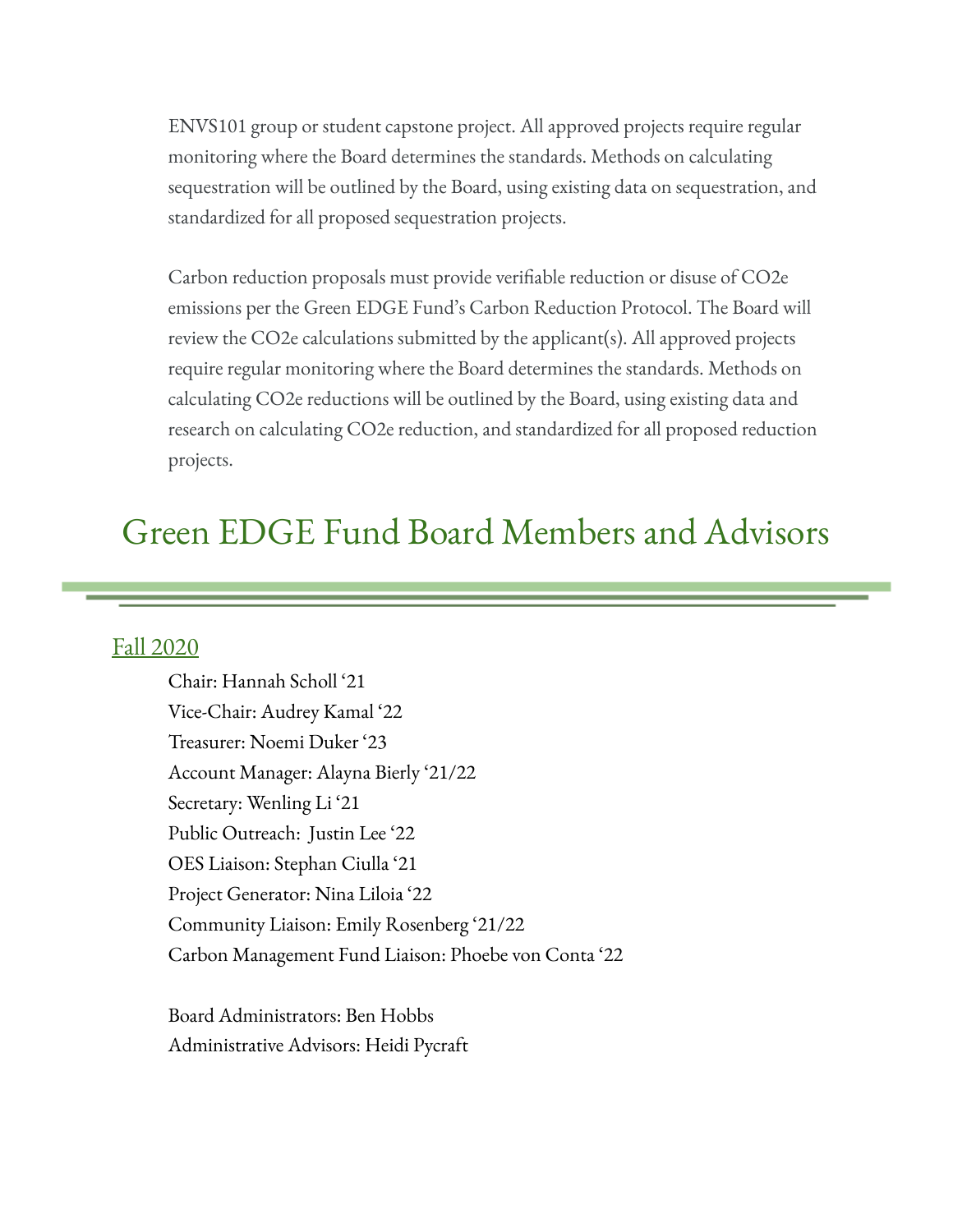ENVS101 group or student capstone project. All approved projects require regular monitoring where the Board determines the standards. Methods on calculating sequestration will be outlined by the Board, using existing data on sequestration, and standardized for all proposed sequestration projects.

Carbon reduction proposals must provide verifiable reduction or disuse of CO2e emissions per the Green EDGE Fund's Carbon Reduction Protocol. The Board will review the CO2e calculations submitted by the applicant(s). All approved projects require regular monitoring where the Board determines the standards. Methods on calculating CO2e reductions will be outlined by the Board, using existing data and research on calculating CO2e reduction, and standardized for all proposed reduction projects.

# Green EDGE Fund Board Members and Advisors

## Fall 2020

Chair: Hannah Scholl '21
Vice-Chair: Audrey Kamal '22
Treasurer: Noemi Duker '23
Account Manager: Alayna Bierly '21/22
Secretary: Wenling Li '21
Public Outreach: Justin Lee '22
OES Liaison: Stephan Ciulla '21
Project Generator: Nina Liloia '22
Community Liaison: Emily Rosenberg '21/22
Carbon Management Fund Liaison: Phoebe von Conta '22

Board Administrators: Ben Hobbs
Administrative Advisors: Heidi Pycraft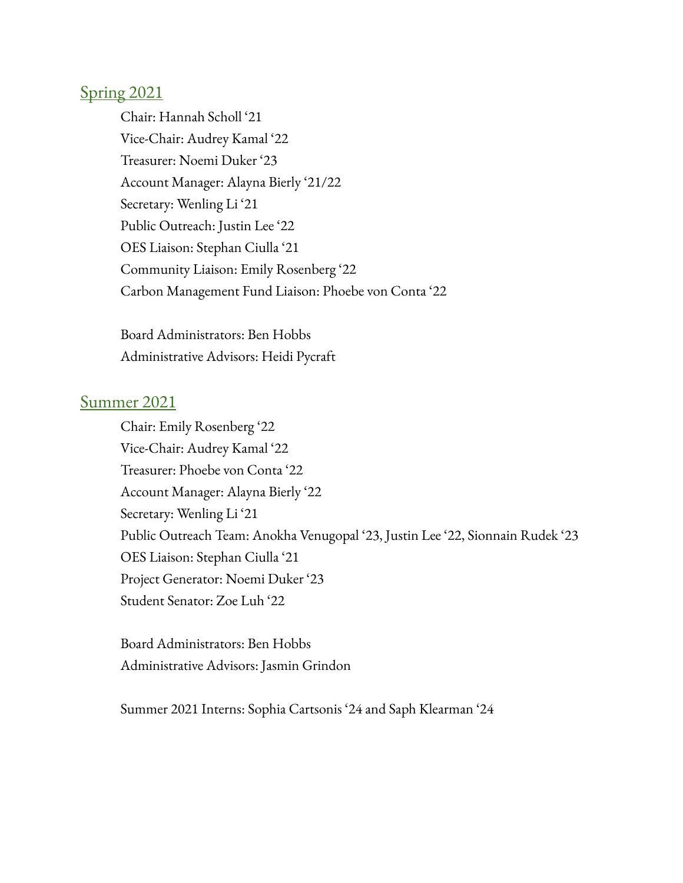## Spring 2021

Chair: Hannah Scholl ‘21
Vice-Chair: Audrey Kamal ‘22
Treasurer: Noemi Duker ‘23
Account Manager: Alayna Bierly ‘21/22
Secretary: Wenling Li ‘21
Public Outreach: Justin Lee ‘22
OES Liaison: Stephan Ciulla ‘21
Community Liaison: Emily Rosenberg ‘22
Carbon Management Fund Liaison: Phoebe von Conta ‘22

Board Administrators: Ben Hobbs
Administrative Advisors: Heidi Pycraft

## Summer 2021

Chair: Emily Rosenberg ‘22
Vice-Chair: Audrey Kamal ‘22
Treasurer: Phoebe von Conta ‘22
Account Manager: Alayna Bierly ‘22
Secretary: Wenling Li ‘21
Public Outreach Team: Anokha Venugopal ‘23, Justin Lee ‘22, Sionnain Rudek ‘23
OES Liaison: Stephan Ciulla ‘21
Project Generator: Noemi Duker ‘23
Student Senator: Zoe Luh ‘22

Board Administrators: Ben Hobbs
Administrative Advisors: Jasmin Grindon

Summer 2021 Interns: Sophia Cartsonis ‘24 and Saph Klearman ‘24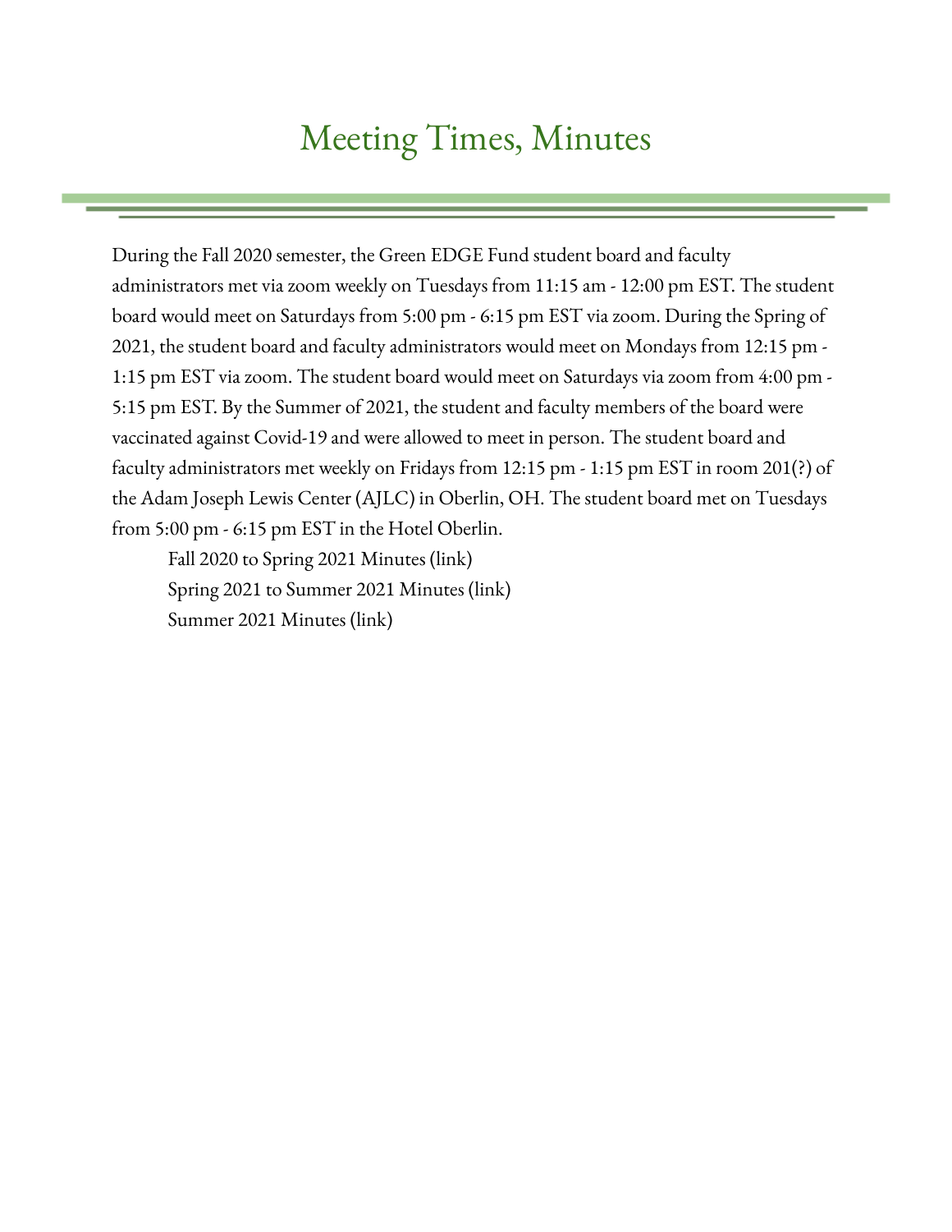# Meeting Times, Minutes

During the Fall 2020 semester, the Green EDGE Fund student board and faculty administrators met via zoom weekly on Tuesdays from 11:15 am - 12:00 pm EST. The student board would meet on Saturdays from 5:00 pm - 6:15 pm EST via zoom. During the Spring of 2021, the student board and faculty administrators would meet on Mondays from 12:15 pm - 1:15 pm EST via zoom. The student board would meet on Saturdays via zoom from 4:00 pm - 5:15 pm EST. By the Summer of 2021, the student and faculty members of the board were vaccinated against Covid-19 and were allowed to meet in person. The student board and faculty administrators met weekly on Fridays from 12:15 pm - 1:15 pm EST in room 201(?) of the Adam Joseph Lewis Center (AJLC) in Oberlin, OH. The student board met on Tuesdays from 5:00 pm - 6:15 pm EST in the Hotel Oberlin.

Fall 2020 to Spring 2021 Minutes (link)

Spring 2021 to Summer 2021 Minutes (link)

Summer 2021 Minutes (link)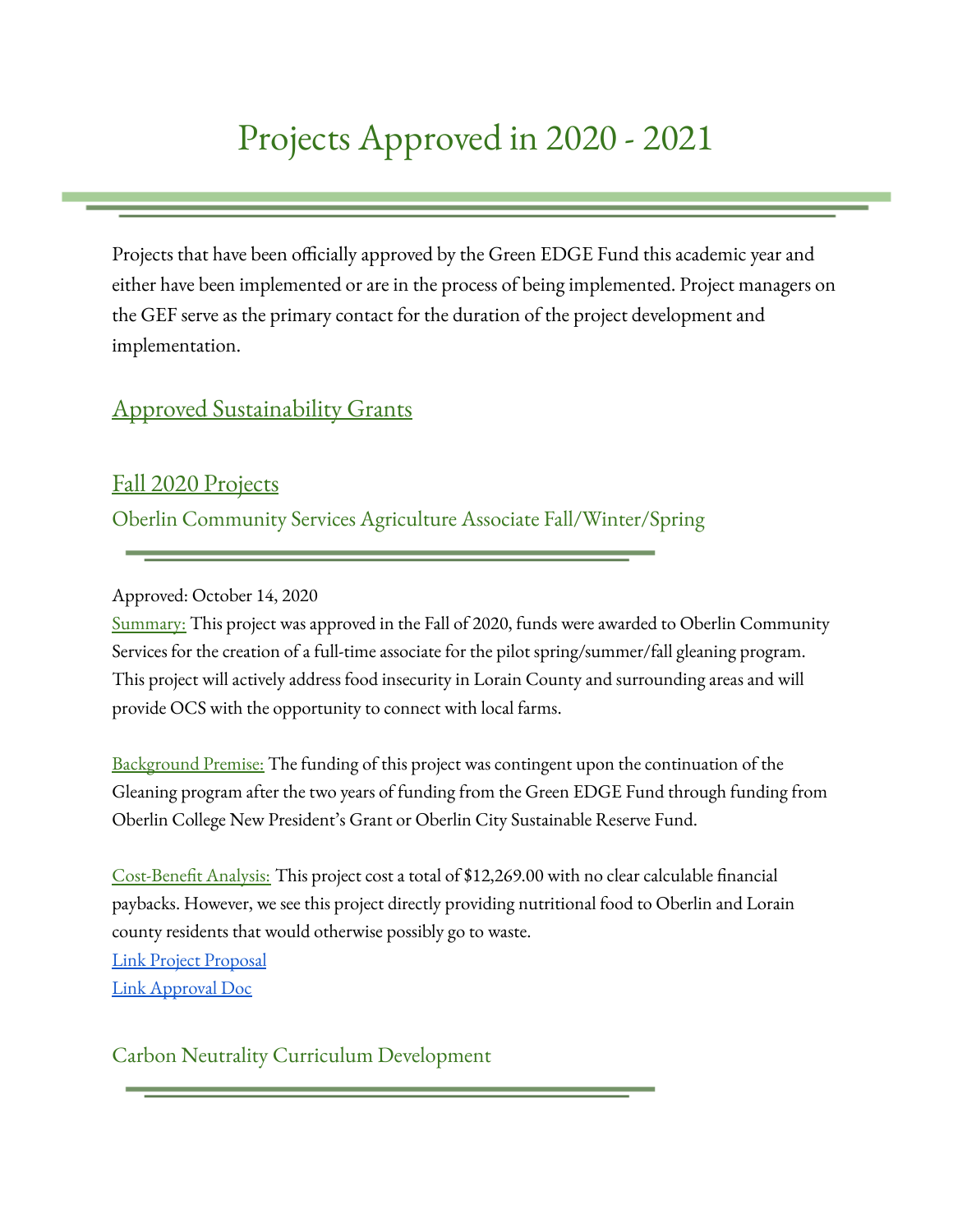# Projects Approved in 2020 - 2021

Projects that have been officially approved by the Green EDGE Fund this academic year and either have been implemented or are in the process of being implemented. Project managers on the GEF serve as the primary contact for the duration of the project development and implementation.

## Approved Sustainability Grants

## Fall 2020 Projects

### Oberlin Community Services Agriculture Associate Fall/Winter/Spring

Approved: October 14, 2020

Summary: This project was approved in the Fall of 2020, funds were awarded to Oberlin Community Services for the creation of a full-time associate for the pilot spring/summer/fall gleaning program. This project will actively address food insecurity in Lorain County and surrounding areas and will provide OCS with the opportunity to connect with local farms.

Background Premise: The funding of this project was contingent upon the continuation of the Gleaning program after the two years of funding from the Green EDGE Fund through funding from Oberlin College New President's Grant or Oberlin City Sustainable Reserve Fund.

Cost-Benefit Analysis: This project cost a total of $12,269.00 with no clear calculable financial paybacks. However, we see this project directly providing nutritional food to Oberlin and Lorain county residents that would otherwise possibly go to waste.

[Link Project Proposal]
[Link Approval Doc]

### Carbon Neutrality Curriculum Development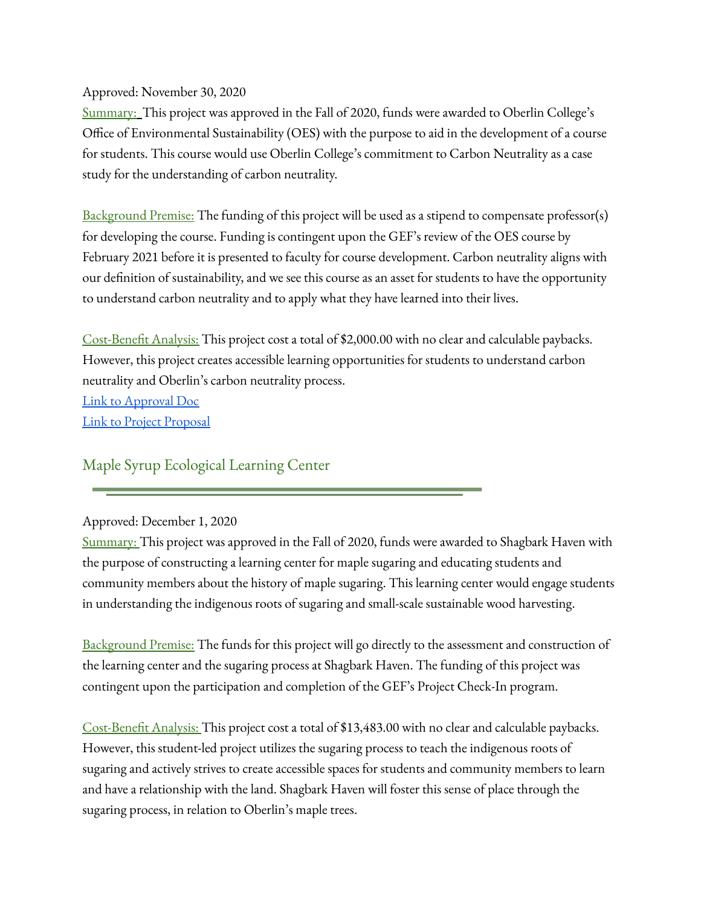Approved: November 30, 2020

Summary: This project was approved in the Fall of 2020, funds were awarded to Oberlin College's Office of Environmental Sustainability (OES) with the purpose to aid in the development of a course for students. This course would use Oberlin College's commitment to Carbon Neutrality as a case study for the understanding of carbon neutrality.

Background Premise: The funding of this project will be used as a stipend to compensate professor(s) for developing the course. Funding is contingent upon the GEF's review of the OES course by February 2021 before it is presented to faculty for course development. Carbon neutrality aligns with our definition of sustainability, and we see this course as an asset for students to have the opportunity to understand carbon neutrality and to apply what they have learned into their lives.

Cost-Benefit Analysis: This project cost a total of $2,000.00 with no clear and calculable paybacks. However, this project creates accessible learning opportunities for students to understand carbon neutrality and Oberlin's carbon neutrality process.

[Link to Approval Doc]

[Link to Project Proposal]

## Maple Syrup Ecological Learning Center

Approved: December 1, 2020

Summary: This project was approved in the Fall of 2020, funds were awarded to Shagbark Haven with the purpose of constructing a learning center for maple sugaring and educating students and community members about the history of maple sugaring. This learning center would engage students in understanding the indigenous roots of sugaring and small-scale sustainable wood harvesting.

Background Premise: The funds for this project will go directly to the assessment and construction of the learning center and the sugaring process at Shagbark Haven. The funding of this project was contingent upon the participation and completion of the GEF's Project Check-In program.

Cost-Benefit Analysis: This project cost a total of $13,483.00 with no clear and calculable paybacks. However, this student-led project utilizes the sugaring process to teach the indigenous roots of sugaring and actively strives to create accessible spaces for students and community members to learn and have a relationship with the land. Shagbark Haven will foster this sense of place through the sugaring process, in relation to Oberlin's maple trees.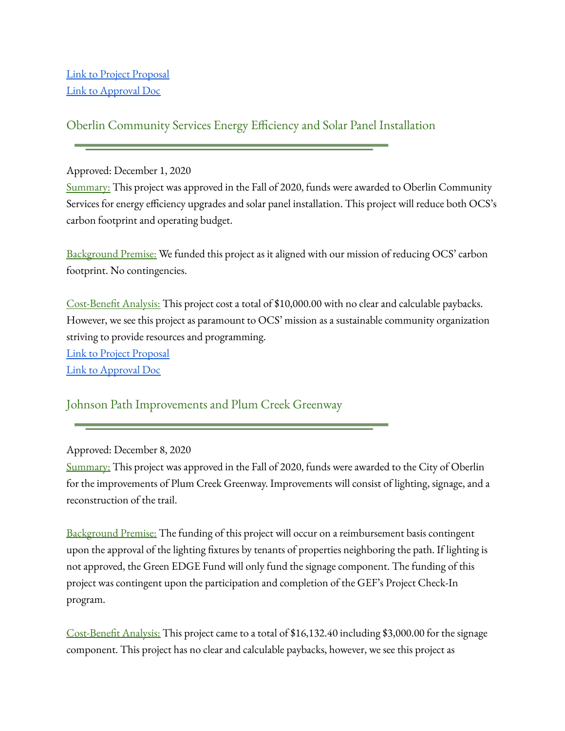[Link to Project Proposal](#)
[Link to Approval Doc](#)

## Oberlin Community Services Energy Efficiency and Solar Panel Installation

Approved: December 1, 2020
Summary: This project was approved in the Fall of 2020, funds were awarded to Oberlin Community Services for energy efficiency upgrades and solar panel installation. This project will reduce both OCS's carbon footprint and operating budget.

Background Premise: We funded this project as it aligned with our mission of reducing OCS' carbon footprint. No contingencies.

Cost-Benefit Analysis: This project cost a total of $10,000.00 with no clear and calculable paybacks. However, we see this project as paramount to OCS' mission as a sustainable community organization striving to provide resources and programming.
[Link to Project Proposal](#)
[Link to Approval Doc](#)

## Johnson Path Improvements and Plum Creek Greenway

Approved: December 8, 2020
Summary: This project was approved in the Fall of 2020, funds were awarded to the City of Oberlin for the improvements of Plum Creek Greenway. Improvements will consist of lighting, signage, and a reconstruction of the trail.

Background Premise: The funding of this project will occur on a reimbursement basis contingent upon the approval of the lighting fixtures by tenants of properties neighboring the path. If lighting is not approved, the Green EDGE Fund will only fund the signage component. The funding of this project was contingent upon the participation and completion of the GEF's Project Check-In program.

Cost-Benefit Analysis: This project came to a total of $16,132.40 including $3,000.00 for the signage component. This project has no clear and calculable paybacks, however, we see this project as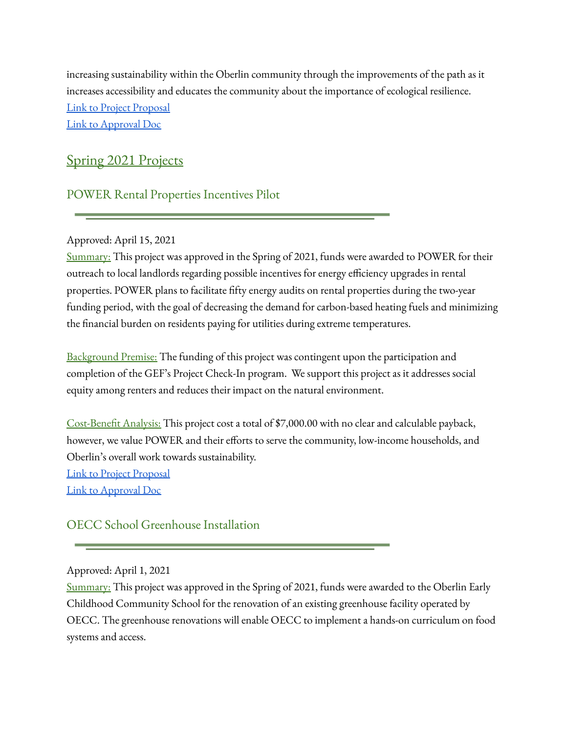increasing sustainability within the Oberlin community through the improvements of the path as it increases accessibility and educates the community about the importance of ecological resilience.
Link to Project Proposal
Link to Approval Doc

## Spring 2021 Projects

### POWER Rental Properties Incentives Pilot

Approved: April 15, 2021
Summary: This project was approved in the Spring of 2021, funds were awarded to POWER for their outreach to local landlords regarding possible incentives for energy efficiency upgrades in rental properties. POWER plans to facilitate fifty energy audits on rental properties during the two-year funding period, with the goal of decreasing the demand for carbon-based heating fuels and minimizing the financial burden on residents paying for utilities during extreme temperatures.

Background Premise: The funding of this project was contingent upon the participation and completion of the GEF's Project Check-In program. We support this project as it addresses social equity among renters and reduces their impact on the natural environment.

Cost-Benefit Analysis: This project cost a total of $7,000.00 with no clear and calculable payback, however, we value POWER and their efforts to serve the community, low-income households, and Oberlin's overall work towards sustainability.
Link to Project Proposal
Link to Approval Doc

### OECC School Greenhouse Installation

Approved: April 1, 2021
Summary: This project was approved in the Spring of 2021, funds were awarded to the Oberlin Early Childhood Community School for the renovation of an existing greenhouse facility operated by OECC. The greenhouse renovations will enable OECC to implement a hands-on curriculum on food systems and access.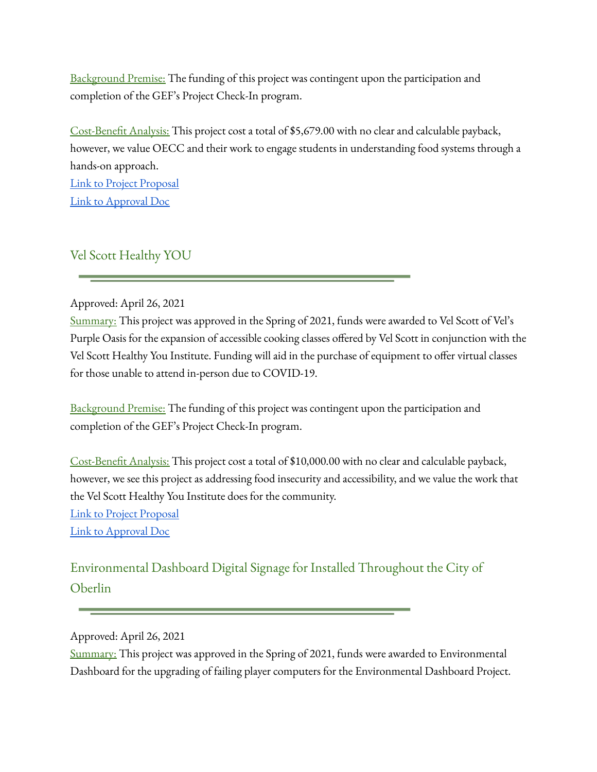Background Premise: The funding of this project was contingent upon the participation and completion of the GEF's Project Check-In program.

Cost-Benefit Analysis: This project cost a total of $5,679.00 with no clear and calculable payback, however, we value OECC and their work to engage students in understanding food systems through a hands-on approach.
Link to Project Proposal
Link to Approval Doc

## Vel Scott Healthy YOU

Approved: April 26, 2021
Summary: This project was approved in the Spring of 2021, funds were awarded to Vel Scott of Vel's Purple Oasis for the expansion of accessible cooking classes offered by Vel Scott in conjunction with the Vel Scott Healthy You Institute. Funding will aid in the purchase of equipment to offer virtual classes for those unable to attend in-person due to COVID-19.

Background Premise: The funding of this project was contingent upon the participation and completion of the GEF's Project Check-In program.

Cost-Benefit Analysis: This project cost a total of $10,000.00 with no clear and calculable payback, however, we see this project as addressing food insecurity and accessibility, and we value the work that the Vel Scott Healthy You Institute does for the community.
Link to Project Proposal
Link to Approval Doc

## Environmental Dashboard Digital Signage for Installed Throughout the City of Oberlin

Approved: April 26, 2021
Summary: This project was approved in the Spring of 2021, funds were awarded to Environmental Dashboard for the upgrading of failing player computers for the Environmental Dashboard Project.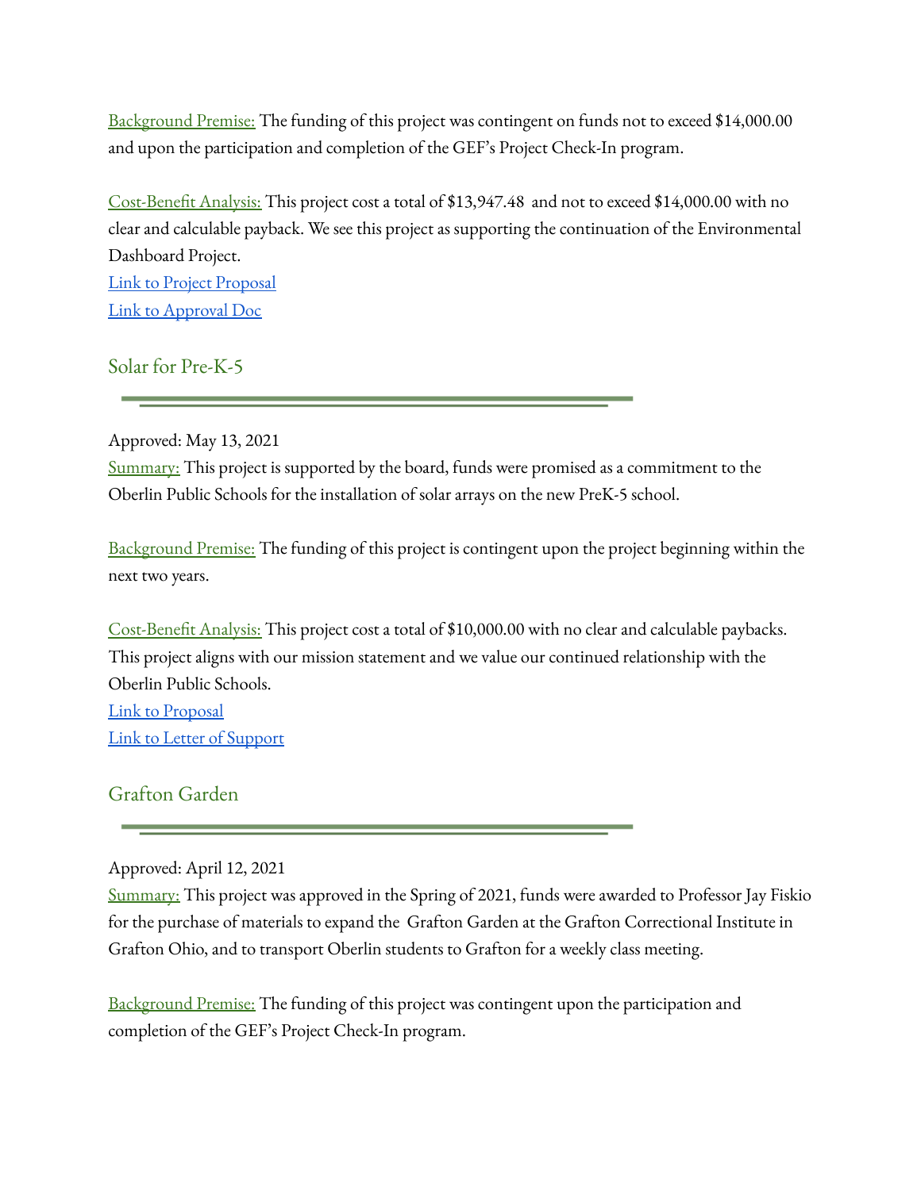Background Premise: The funding of this project was contingent on funds not to exceed $14,000.00 and upon the participation and completion of the GEF's Project Check-In program.

Cost-Benefit Analysis: This project cost a total of $13,947.48 and not to exceed $14,000.00 with no clear and calculable payback. We see this project as supporting the continuation of the Environmental Dashboard Project.
Link to Project Proposal
Link to Approval Doc

## Solar for Pre-K-5

Approved: May 13, 2021
Summary: This project is supported by the board, funds were promised as a commitment to the Oberlin Public Schools for the installation of solar arrays on the new PreK-5 school.

Background Premise: The funding of this project is contingent upon the project beginning within the next two years.

Cost-Benefit Analysis: This project cost a total of $10,000.00 with no clear and calculable paybacks. This project aligns with our mission statement and we value our continued relationship with the Oberlin Public Schools.
Link to Proposal
Link to Letter of Support

## Grafton Garden

Approved: April 12, 2021
Summary: This project was approved in the Spring of 2021, funds were awarded to Professor Jay Fiskio for the purchase of materials to expand the Grafton Garden at the Grafton Correctional Institute in Grafton Ohio, and to transport Oberlin students to Grafton for a weekly class meeting.

Background Premise: The funding of this project was contingent upon the participation and completion of the GEF's Project Check-In program.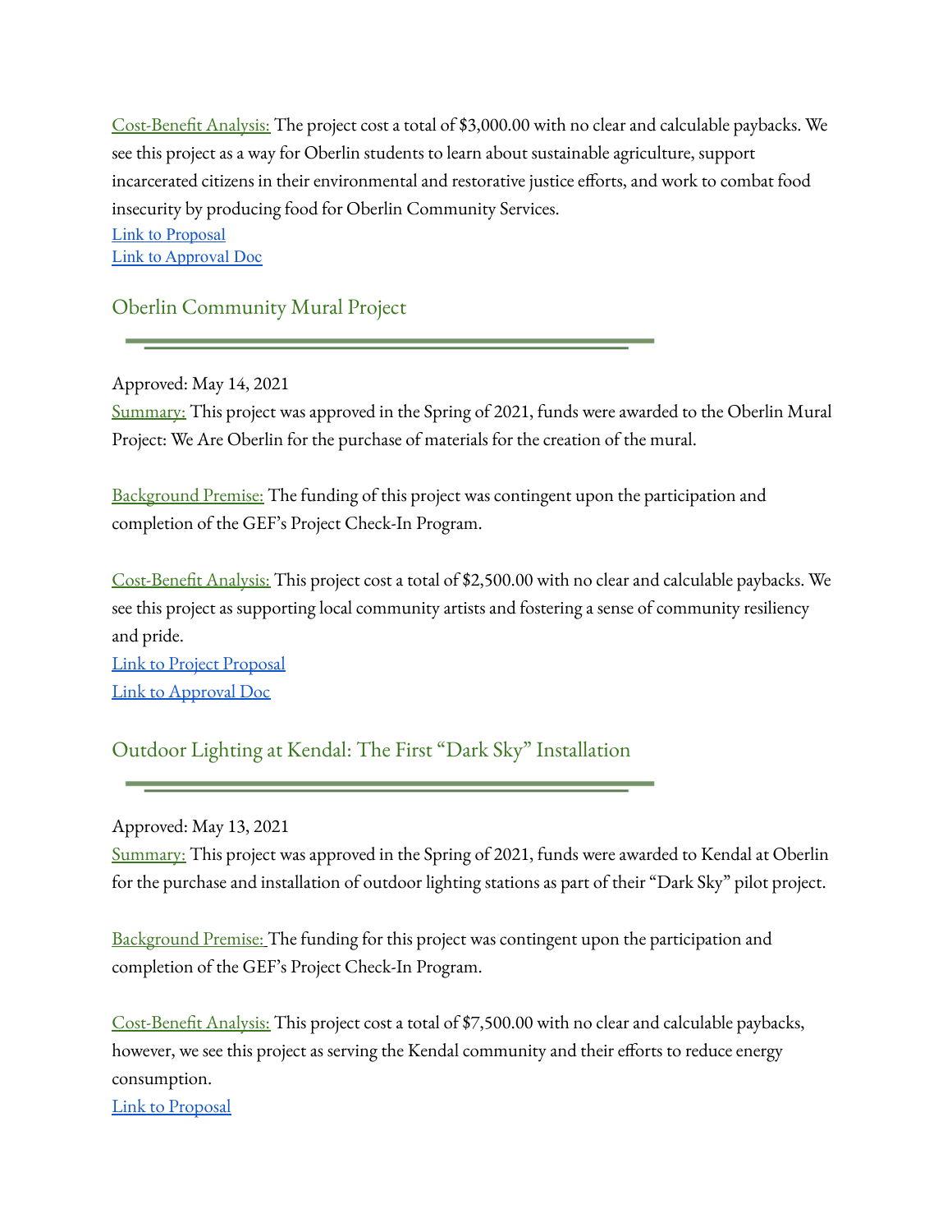Cost-Benefit Analysis: The project cost a total of $3,000.00 with no clear and calculable paybacks. We see this project as a way for Oberlin students to learn about sustainable agriculture, support incarcerated citizens in their environmental and restorative justice efforts, and work to combat food insecurity by producing food for Oberlin Community Services.

Link to Proposal
Link to Approval Doc

## Oberlin Community Mural Project

Approved: May 14, 2021

Summary: This project was approved in the Spring of 2021, funds were awarded to the Oberlin Mural Project: We Are Oberlin for the purchase of materials for the creation of the mural.

Background Premise: The funding of this project was contingent upon the participation and completion of the GEF's Project Check-In Program.

Cost-Benefit Analysis: This project cost a total of $2,500.00 with no clear and calculable paybacks. We see this project as supporting local community artists and fostering a sense of community resiliency and pride.

Link to Project Proposal
Link to Approval Doc

## Outdoor Lighting at Kendal: The First "Dark Sky" Installation

Approved: May 13, 2021

Summary: This project was approved in the Spring of 2021, funds were awarded to Kendal at Oberlin for the purchase and installation of outdoor lighting stations as part of their "Dark Sky" pilot project.

Background Premise: The funding for this project was contingent upon the participation and completion of the GEF's Project Check-In Program.

Cost-Benefit Analysis: This project cost a total of $7,500.00 with no clear and calculable paybacks, however, we see this project as serving the Kendal community and their efforts to reduce energy consumption.

Link to Proposal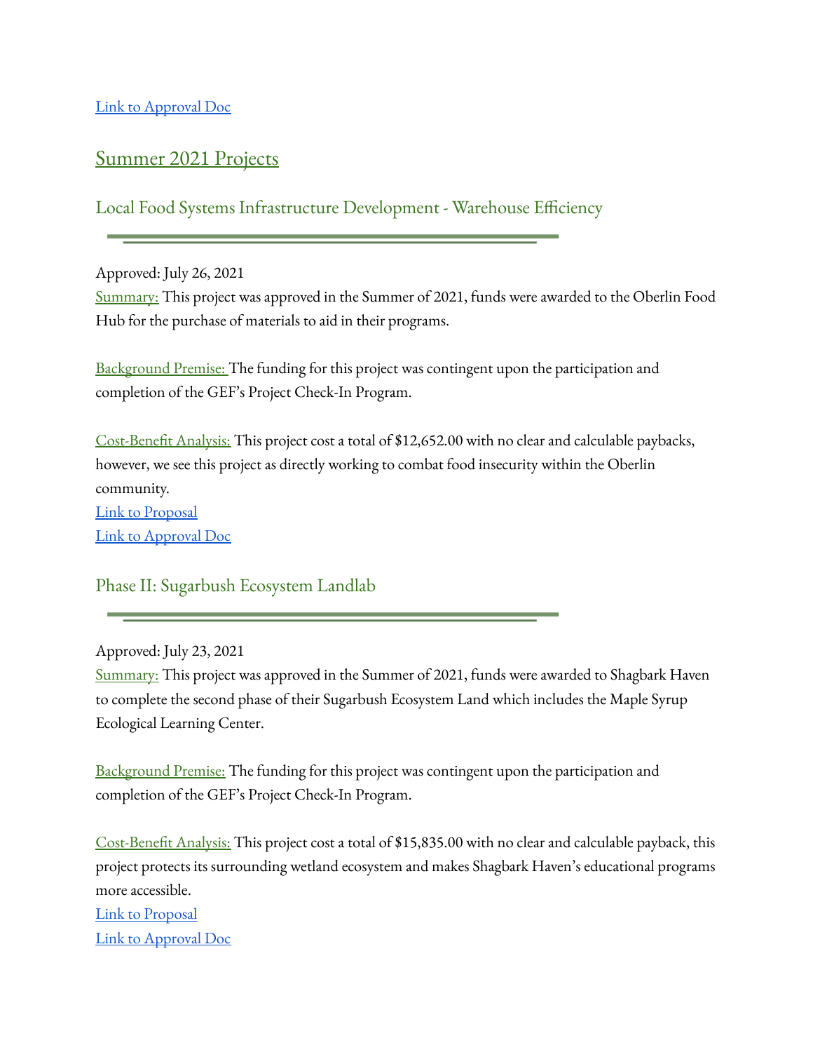Link to Approval Doc

## Summer 2021 Projects

### Local Food Systems Infrastructure Development - Warehouse Efficiency

Approved: July 26, 2021

Summary: This project was approved in the Summer of 2021, funds were awarded to the Oberlin Food Hub for the purchase of materials to aid in their programs.

Background Premise: The funding for this project was contingent upon the participation and completion of the GEF's Project Check-In Program.

Cost-Benefit Analysis: This project cost a total of $12,652.00 with no clear and calculable paybacks, however, we see this project as directly working to combat food insecurity within the Oberlin community.

Link to Proposal

Link to Approval Doc

### Phase II: Sugarbush Ecosystem Landlab

Approved: July 23, 2021

Summary: This project was approved in the Summer of 2021, funds were awarded to Shagbark Haven to complete the second phase of their Sugarbush Ecosystem Land which includes the Maple Syrup Ecological Learning Center.

Background Premise: The funding for this project was contingent upon the participation and completion of the GEF's Project Check-In Program.

Cost-Benefit Analysis: This project cost a total of $15,835.00 with no clear and calculable payback, this project protects its surrounding wetland ecosystem and makes Shagbark Haven's educational programs more accessible.

Link to Proposal

Link to Approval Doc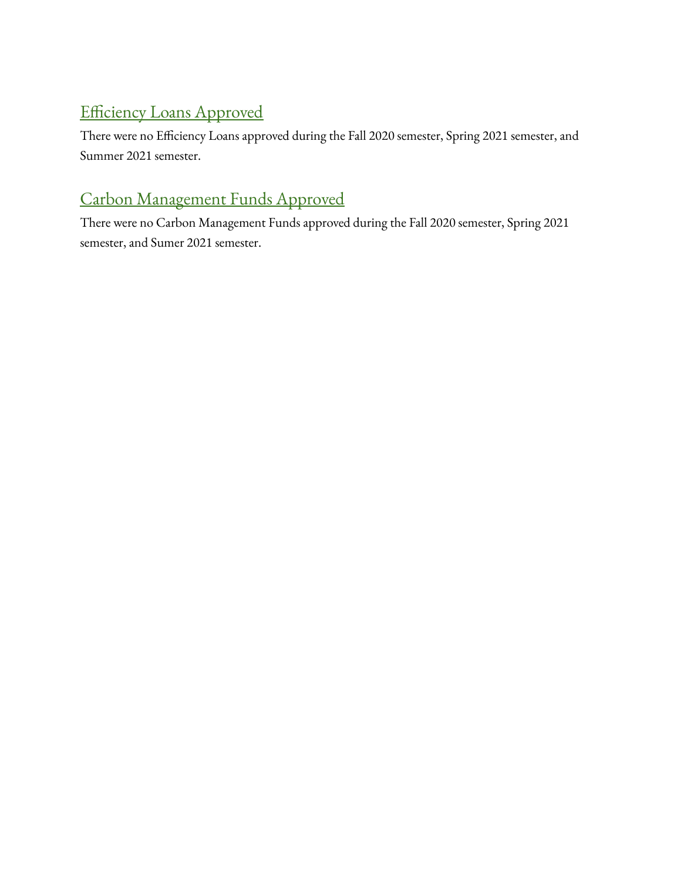## Efficiency Loans Approved

There were no Efficiency Loans approved during the Fall 2020 semester, Spring 2021 semester, and Summer 2021 semester.

## Carbon Management Funds Approved

There were no Carbon Management Funds approved during the Fall 2020 semester, Spring 2021 semester, and Sumer 2021 semester.